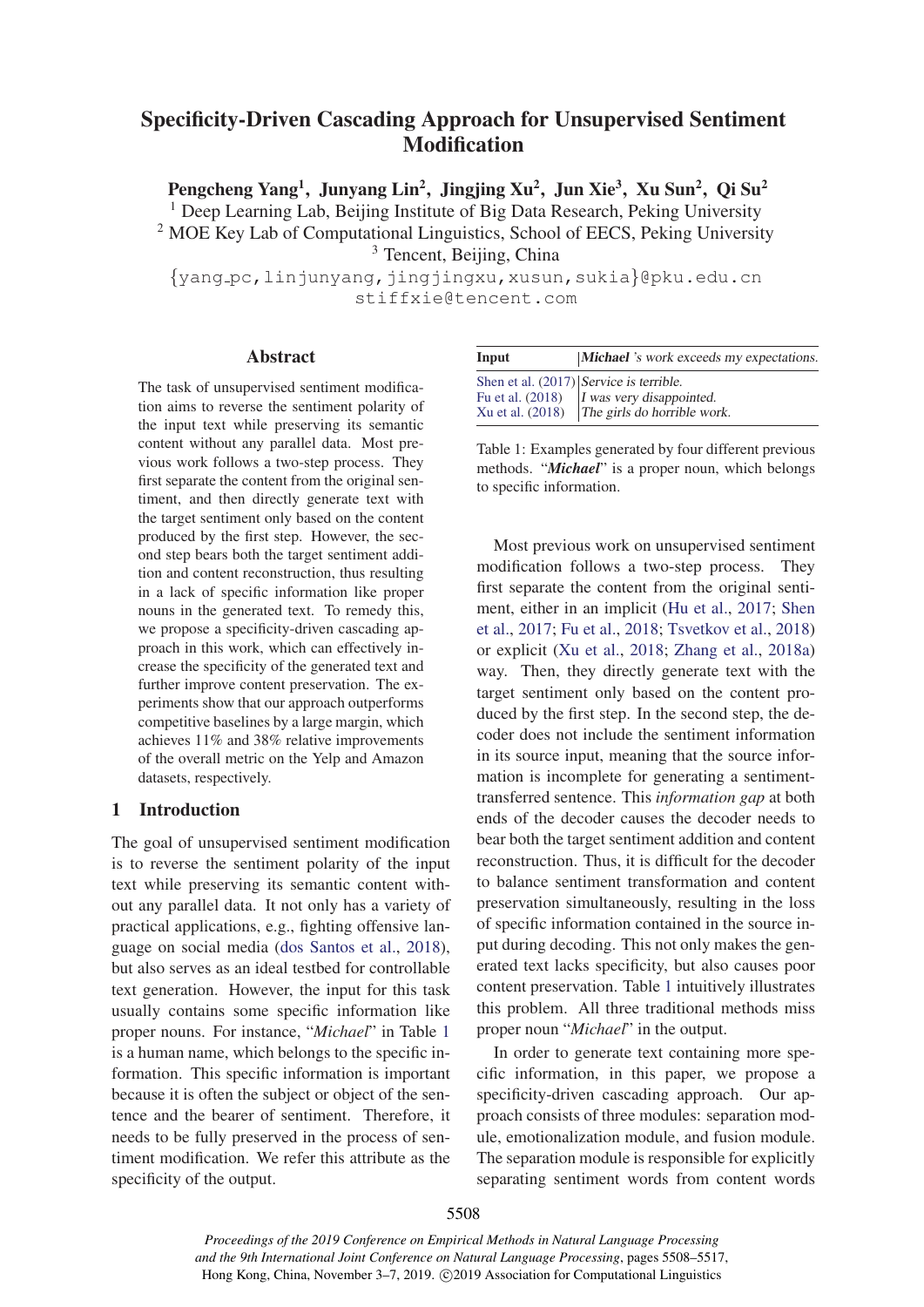# Specificity-Driven Cascading Approach for Unsupervised Sentiment Modification

**Pengcheng Yang**[1], **Junyang Lin**[2], **Jingjing Xu**[2], **Jun Xie**[3], **Xu Sun**[2], **Qi Su**[2]

[1] Deep Learning Lab, Beijing Institute of Big Data Research, Peking University
[2] MOE Key Lab of Computational Linguistics, School of EECS, Peking University
[3] Tencent, Beijing, China

{yang_pc,linjunyang,jingjingxu,xusun,sukia}@pku.edu.cn
stiffxie@tencent.com

## Abstract

The task of unsupervised sentiment modification aims to reverse the sentiment polarity of the input text while preserving its semantic content without any parallel data. Most previous work follows a two-step process. They first separate the content from the original sentiment, and then directly generate text with the target sentiment only based on the content produced by the first step. However, the second step bears both the target sentiment addition and content reconstruction, thus resulting in a lack of specific information like proper nouns in the generated text. To remedy this, we propose a specificity-driven cascading approach in this work, which can effectively increase the specificity of the generated text and further improve content preservation. The experiments show that our approach outperforms competitive baselines by a large margin, which achieves 11% and 38% relative improvements of the overall metric on the Yelp and Amazon datasets, respectively.

## 1 Introduction

The goal of unsupervised sentiment modification is to reverse the sentiment polarity of the input text while preserving its semantic content without any parallel data. It not only has a variety of practical applications, e.g., fighting offensive language on social media (dos Santos et al., 2018), but also serves as an ideal testbed for controllable text generation. However, the input for this task usually contains some specific information like proper nouns. For instance, "*Michael*" in Table 1 is a human name, which belongs to the specific information. This specific information is important because it is often the subject or object of the sentence and the bearer of sentiment. Therefore, it needs to be fully preserved in the process of sentiment modification. We refer this attribute as the specificity of the output.

| Input | ***Michael*** *'s work exceeds my expectations.* |
|---|---|
| Shen et al. (2017) | *Service is terrible.* |
| Fu et al. (2018) | *I was very disappointed.* |
| Xu et al. (2018) | *The girls do horrible work.* |

Table 1: Examples generated by four different previous methods. "***Michael***" is a proper noun, which belongs to specific information.

Most previous work on unsupervised sentiment modification follows a two-step process. They first separate the content from the original sentiment, either in an implicit (Hu et al., 2017; Shen et al., 2017; Fu et al., 2018; Tsvetkov et al., 2018) or explicit (Xu et al., 2018; Zhang et al., 2018a) way. Then, they directly generate text with the target sentiment only based on the content produced by the first step. In the second step, the decoder does not include the sentiment information in its source input, meaning that the source information is incomplete for generating a sentiment-transferred sentence. This *information gap* at both ends of the decoder causes the decoder needs to bear both the target sentiment addition and content reconstruction. Thus, it is difficult for the decoder to balance sentiment transformation and content preservation simultaneously, resulting in the loss of specific information contained in the source input during decoding. This not only makes the generated text lacks specificity, but also causes poor content preservation. Table 1 intuitively illustrates this problem. All three traditional methods miss proper noun "*Michael*" in the output.

In order to generate text containing more specific information, in this paper, we propose a specificity-driven cascading approach. Our approach consists of three modules: separation module, emotionalization module, and fusion module. The separation module is responsible for explicitly separating sentiment words from content words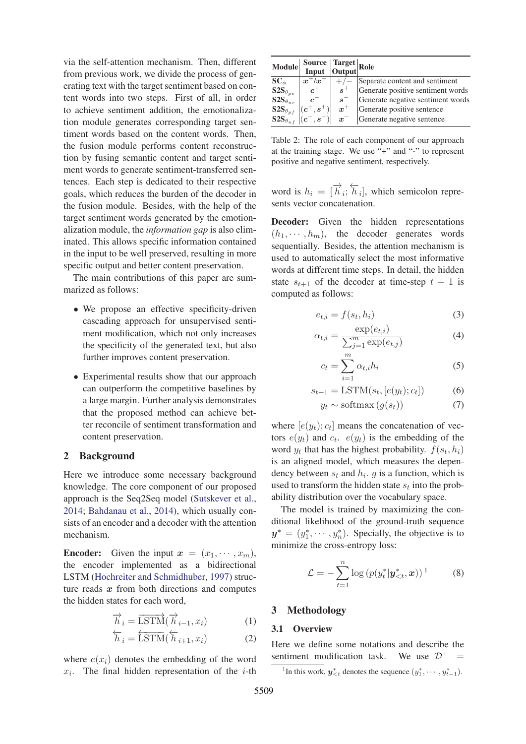via the self-attention mechanism. Then, different from previous work, we divide the process of generating text with the target sentiment based on content words into two steps. First of all, in order to achieve sentiment addition, the emotionalization module generates corresponding target sentiment words based on the content words. Then, the fusion module performs content reconstruction by fusing semantic content and target sentiment words to generate sentiment-transferred sentences. Each step is dedicated to their respective goals, which reduces the burden of the decoder in the fusion module. Besides, with the help of the target sentiment words generated by the emotionalization module, the *information gap* is also eliminated. This allows specific information contained in the input to be well preserved, resulting in more specific output and better content preservation.

The main contributions of this paper are summarized as follows:

- We propose an effective specificity-driven cascading approach for unsupervised sentiment modification, which not only increases the specificity of the generated text, but also further improves content preservation.
- Experimental results show that our approach can outperform the competitive baselines by a large margin. Further analysis demonstrates that the proposed method can achieve better reconcile of sentiment transformation and content preservation.

## 2 Background

Here we introduce some necessary background knowledge. The core component of our proposed approach is the Seq2Seq model (Sutskever et al., 2014; Bahdanau et al., 2014), which usually consists of an encoder and a decoder with the attention mechanism.

**Encoder:** Given the input $\boldsymbol{x} = (x_1, \cdots, x_m)$, the encoder implemented as a bidirectional LSTM (Hochreiter and Schmidhuber, 1997) structure reads $\boldsymbol{x}$ from both directions and computes the hidden states for each word,

$$\overrightarrow{h}_i = \overrightarrow{\text{LSTM}}(\overrightarrow{h}_{i-1}, x_i) \tag{1}$$

$$\overleftarrow{h}_i = \overleftarrow{\text{LSTM}}(\overleftarrow{h}_{i+1}, x_i) \tag{2}$$

where $e(x_i)$ denotes the embedding of the word $x_i$. The final hidden representation of the $i$-th word is $h_i = [\overrightarrow{h}_i; \overleftarrow{h}_i]$, which semicolon represents vector concatenation.

| Module | Source Input | Target Output | Role |
|---|---|---|---|
| $\mathbf{SC}_\phi$ | $\boldsymbol{x}^+/\boldsymbol{x}^-$ | $+/-$ | Separate content and sentiment |
| $\mathbf{S2S}_{\theta_{pe}}$ | $\boldsymbol{c}^+$ | $\boldsymbol{s}^+$ | Generate positive sentiment words |
| $\mathbf{S2S}_{\theta_{ne}}$ | $\boldsymbol{c}^-$ | $\boldsymbol{s}^-$ | Generate negative sentiment words |
| $\mathbf{S2S}_{\theta_{pf}}$ | $(\boldsymbol{c}^+, \boldsymbol{s}^+)$ | $\boldsymbol{x}^+$ | Generate positive sentence |
| $\mathbf{S2S}_{\theta_{nf}}$ | $(\boldsymbol{c}^-, \boldsymbol{s}^-)$ | $\boldsymbol{x}^-$ | Generate negative sentence |

Table 2: The role of each component of our approach at the training stage. We use "+" and "-" to represent positive and negative sentiment, respectively.

**Decoder:** Given the hidden representations $(h_1, \cdots, h_m)$, the decoder generates words sequentially. Besides, the attention mechanism is used to automatically select the most informative words at different time steps. In detail, the hidden state $s_{t+1}$ of the decoder at time-step $t+1$ is computed as follows:

$$e_{t,i} = f(s_t, h_i) \tag{3}$$

$$\alpha_{t,i} = \frac{\exp(e_{t,i})}{\sum_{j=1}^{m} \exp(e_{t,j})} \tag{4}$$

$$c_t = \sum_{i=1}^{m} \alpha_{t,i} h_i \tag{5}$$

$$s_{t+1} = \text{LSTM}(s_t, [e(y_t); c_t]) \tag{6}$$

$$y_t \sim \text{softmax}\left(g(s_t)\right) \tag{7}$$

where $[e(y_t); c_t]$ means the concatenation of vectors $e(y_t)$ and $c_t$. $e(y_t)$ is the embedding of the word $y_t$ that has the highest probability. $f(s_t, h_i)$ is an aligned model, which measures the dependency between $s_t$ and $h_i$. $g$ is a function, which is used to transform the hidden state $s_t$ into the probability distribution over the vocabulary space.

The model is trained by maximizing the conditional likelihood of the ground-truth sequence $\boldsymbol{y}^* = (y_1^*, \cdots, y_n^*)$. Specially, the objective is to minimize the cross-entropy loss:

$$\mathcal{L} = -\sum_{t=1}^{n} \log \left(p(y_t^* | \boldsymbol{y}_{<t}^*, \boldsymbol{x})\right) \text{[1]} \tag{8}$$

## 3 Methodology

### 3.1 Overview

Here we define some notations and describe the sentiment modification task. We use $\mathcal{D}^+ =$

[1] In this work, $\boldsymbol{y}_{<t}^*$ denotes the sequence $(y_1^*, \cdots, y_{t-1}^*)$.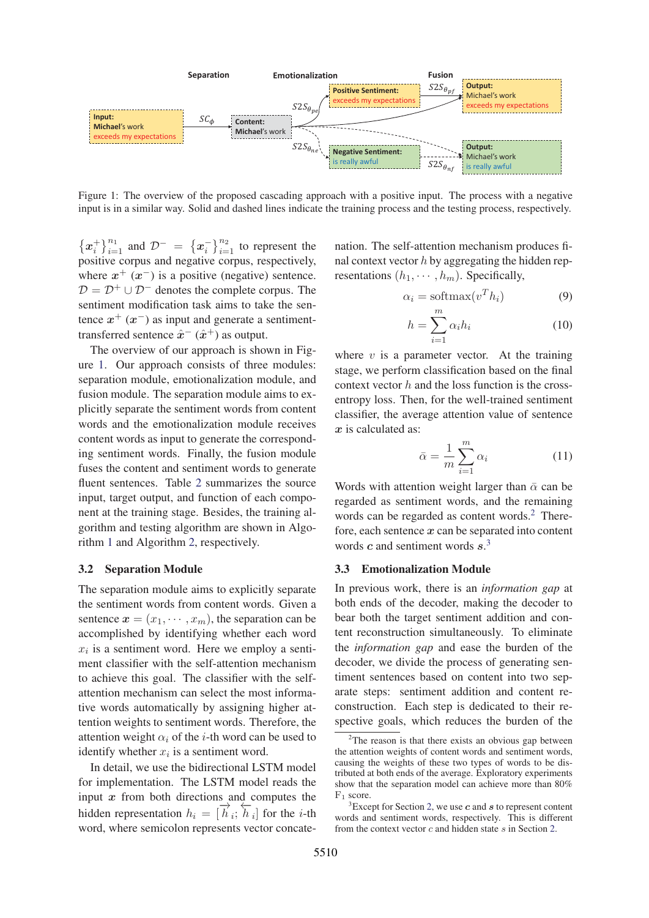Figure 1: The overview of the proposed cascading approach with a positive input. The process with a negative input is in a similar way. Solid and dashed lines indicate the training process and the testing process, respectively.

$\{\boldsymbol{x}_i^+\}_{i=1}^{n_1}$ and $\mathcal{D}^- = \{\boldsymbol{x}_i^-\}_{i=1}^{n_2}$ to represent the positive corpus and negative corpus, respectively, where $\boldsymbol{x}^+$ ($\boldsymbol{x}^-$) is a positive (negative) sentence. $\mathcal{D} = \mathcal{D}^+ \cup \mathcal{D}^-$ denotes the complete corpus. The sentiment modification task aims to take the sentence $\boldsymbol{x}^+$ ($\boldsymbol{x}^-$) as input and generate a sentiment-transferred sentence $\hat{\boldsymbol{x}}^-$ ($\hat{\boldsymbol{x}}^+$) as output.

The overview of our approach is shown in Figure 1. Our approach consists of three modules: separation module, emotionalization module, and fusion module. The separation module aims to explicitly separate the sentiment words from content words and the emotionalization module receives content words as input to generate the corresponding sentiment words. Finally, the fusion module fuses the content and sentiment words to generate fluent sentences. Table 2 summarizes the source input, target output, and function of each component at the training stage. Besides, the training algorithm and testing algorithm are shown in Algorithm 1 and Algorithm 2, respectively.

### 3.2 Separation Module

The separation module aims to explicitly separate the sentiment words from content words. Given a sentence $\boldsymbol{x} = (x_1, \cdots, x_m)$, the separation can be accomplished by identifying whether each word $x_i$ is a sentiment word. Here we employ a sentiment classifier with the self-attention mechanism to achieve this goal. The classifier with the self-attention mechanism can select the most informative words automatically by assigning higher attention weights to sentiment words. Therefore, the attention weight $\alpha_i$ of the $i$-th word can be used to identify whether $x_i$ is a sentiment word.

In detail, we use the bidirectional LSTM model for implementation. The LSTM model reads the input $\boldsymbol{x}$ from both directions and computes the hidden representation $h_i = [\overrightarrow{h}_i; \overleftarrow{h}_i]$ for the $i$-th word, where semicolon represents vector concatenation. The self-attention mechanism produces final context vector $h$ by aggregating the hidden representations $(h_1, \cdots, h_m)$. Specifically,

$$\alpha_i = \text{softmax}(v^T h_i) \tag{9}$$

$$h = \sum_{i=1}^{m} \alpha_i h_i \tag{10}$$

where $v$ is a parameter vector. At the training stage, we perform classification based on the final context vector $h$ and the loss function is the cross-entropy loss. Then, for the well-trained sentiment classifier, the average attention value of sentence $\boldsymbol{x}$ is calculated as:

$$\bar{\alpha} = \frac{1}{m}\sum_{i=1}^{m} \alpha_i \tag{11}$$

Words with attention weight larger than $\bar{\alpha}$ can be regarded as sentiment words, and the remaining words can be regarded as content words.[2] Therefore, each sentence $\boldsymbol{x}$ can be separated into content words $\boldsymbol{c}$ and sentiment words $\boldsymbol{s}$.[3]

### 3.3 Emotionalization Module

In previous work, there is an *information gap* at both ends of the decoder, making the decoder to bear both the target sentiment addition and content reconstruction simultaneously. To eliminate the *information gap* and ease the burden of the decoder, we divide the process of generating sentiment sentences based on content into two separate steps: sentiment addition and content reconstruction. Each step is dedicated to their respective goals, which reduces the burden of the

[2] The reason is that there exists an obvious gap between the attention weights of content words and sentiment words, causing the weights of these two types of words to be distributed at both ends of the average. Exploratory experiments show that the separation model can achieve more than 80% $\text{F}_1$ score.

[3] Except for Section 2, we use $\boldsymbol{c}$ and $\boldsymbol{s}$ to represent content words and sentiment words, respectively. This is different from the context vector $c$ and hidden state $s$ in Section 2.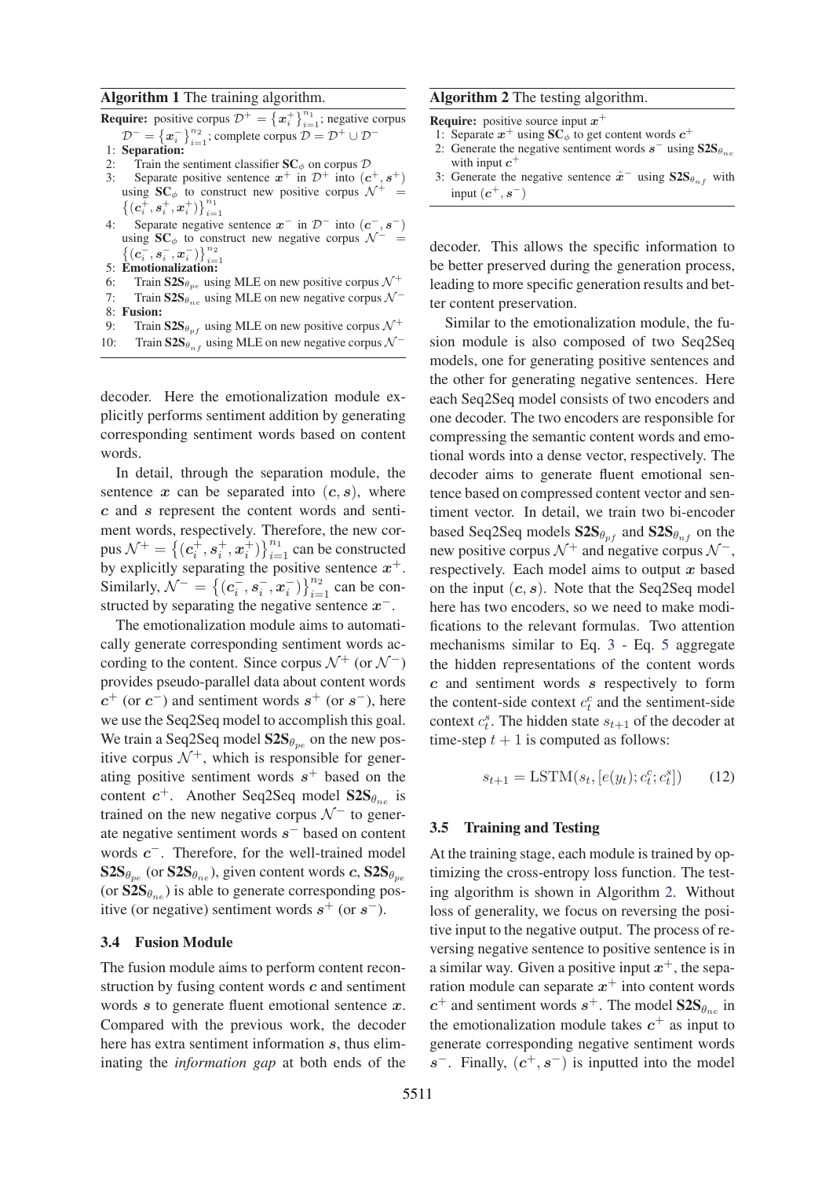**Algorithm 1** The training algorithm.

**Require:** positive corpus $\mathcal{D}^+ = \{\boldsymbol{x}_i^+\}_{i=1}^{n_1}$; negative corpus $\mathcal{D}^- = \{\boldsymbol{x}_i^-\}_{i=1}^{n_2}$; complete corpus $\mathcal{D} = \mathcal{D}^+ \cup \mathcal{D}^-$

1: **Separation:**
2: Train the sentiment classifier $\mathbf{SC}_\phi$ on corpus $\mathcal{D}$
3: Separate positive sentence $\boldsymbol{x}^+$ in $\mathcal{D}^+$ into $(\boldsymbol{c}^+, \boldsymbol{s}^+)$ using $\mathbf{SC}_\phi$ to construct new positive corpus $\mathcal{N}^+ = \{(\boldsymbol{c}_i^+, \boldsymbol{s}_i^+, \boldsymbol{x}_i^+)\}_{i=1}^{n_1}$
4: Separate negative sentence $\boldsymbol{x}^-$ in $\mathcal{D}^-$ into $(\boldsymbol{c}^-, \boldsymbol{s}^-)$ using $\mathbf{SC}_\phi$ to construct new negative corpus $\mathcal{N}^- = \{(\boldsymbol{c}_i^-, \boldsymbol{s}_i^-, \boldsymbol{x}_i^-)\}_{i=1}^{n_2}$
5: **Emotionalization:**
6: Train $\mathbf{S2S}_{\theta_{pe}}$ using MLE on new positive corpus $\mathcal{N}^+$
7: Train $\mathbf{S2S}_{\theta_{ne}}$ using MLE on new negative corpus $\mathcal{N}^-$
8: **Fusion:**
9: Train $\mathbf{S2S}_{\theta_{pf}}$ using MLE on new positive corpus $\mathcal{N}^+$
10: Train $\mathbf{S2S}_{\theta_{nf}}$ using MLE on new negative corpus $\mathcal{N}^-$

decoder. Here the emotionalization module explicitly performs sentiment addition by generating corresponding sentiment words based on content words.

In detail, through the separation module, the sentence $\boldsymbol{x}$ can be separated into $(\boldsymbol{c}, \boldsymbol{s})$, where $\boldsymbol{c}$ and $\boldsymbol{s}$ represent the content words and sentiment words, respectively. Therefore, the new corpus $\mathcal{N}^+ = \{(\boldsymbol{c}_i^+, \boldsymbol{s}_i^+, \boldsymbol{x}_i^+)\}_{i=1}^{n_1}$ can be constructed by explicitly separating the positive sentence $\boldsymbol{x}^+$. Similarly, $\mathcal{N}^- = \{(\boldsymbol{c}_i^-, \boldsymbol{s}_i^-, \boldsymbol{x}_i^-)\}_{i=1}^{n_2}$ can be constructed by separating the negative sentence $\boldsymbol{x}^-$.

The emotionalization module aims to automatically generate corresponding sentiment words according to the content. Since corpus $\mathcal{N}^+$ (or $\mathcal{N}^-$) provides pseudo-parallel data about content words $\boldsymbol{c}^+$ (or $\boldsymbol{c}^-$) and sentiment words $\boldsymbol{s}^+$ (or $\boldsymbol{s}^-$), here we use the Seq2Seq model to accomplish this goal. We train a Seq2Seq model $\mathbf{S2S}_{\theta_{pe}}$ on the new positive corpus $\mathcal{N}^+$, which is responsible for generating positive sentiment words $\boldsymbol{s}^+$ based on the content $\boldsymbol{c}^+$. Another Seq2Seq model $\mathbf{S2S}_{\theta_{ne}}$ is trained on the new negative corpus $\mathcal{N}^-$ to generate negative sentiment words $\boldsymbol{s}^-$ based on content words $\boldsymbol{c}^-$. Therefore, for the well-trained model $\mathbf{S2S}_{\theta_{pe}}$ (or $\mathbf{S2S}_{\theta_{ne}}$), given content words $\boldsymbol{c}$, $\mathbf{S2S}_{\theta_{pe}}$ (or $\mathbf{S2S}_{\theta_{ne}}$) is able to generate corresponding positive (or negative) sentiment words $\boldsymbol{s}^+$ (or $\boldsymbol{s}^-$).

### 3.4 Fusion Module

The fusion module aims to perform content reconstruction by fusing content words $\boldsymbol{c}$ and sentiment words $\boldsymbol{s}$ to generate fluent emotional sentence $\boldsymbol{x}$. Compared with the previous work, the decoder here has extra sentiment information $\boldsymbol{s}$, thus eliminating the *information gap* at both ends of the

**Algorithm 2** The testing algorithm.

**Require:** positive source input $\boldsymbol{x}^+$

1: Separate $\boldsymbol{x}^+$ using $\mathbf{SC}_\phi$ to get content words $\boldsymbol{c}^+$
2: Generate the negative sentiment words $\boldsymbol{s}^-$ using $\mathbf{S2S}_{\theta_{ne}}$ with input $\boldsymbol{c}^+$
3: Generate the negative sentence $\hat{\boldsymbol{x}}^-$ using $\mathbf{S2S}_{\theta_{nf}}$ with input $(\boldsymbol{c}^+, \boldsymbol{s}^-)$

decoder. This allows the specific information to be better preserved during the generation process, leading to more specific generation results and better content preservation.

Similar to the emotionalization module, the fusion module is also composed of two Seq2Seq models, one for generating positive sentences and the other for generating negative sentences. Here each Seq2Seq model consists of two encoders and one decoder. The two encoders are responsible for compressing the semantic content words and emotional words into a dense vector, respectively. The decoder aims to generate fluent emotional sentence based on compressed content vector and sentiment vector. In detail, we train two bi-encoder based Seq2Seq models $\mathbf{S2S}_{\theta_{pf}}$ and $\mathbf{S2S}_{\theta_{nf}}$ on the new positive corpus $\mathcal{N}^+$ and negative corpus $\mathcal{N}^-$, respectively. Each model aims to output $\boldsymbol{x}$ based on the input $(\boldsymbol{c}, \boldsymbol{s})$. Note that the Seq2Seq model here has two encoders, so we need to make modifications to the relevant formulas. Two attention mechanisms similar to Eq. 3 - Eq. 5 aggregate the hidden representations of the content words $\boldsymbol{c}$ and sentiment words $\boldsymbol{s}$ respectively to form the content-side context $c_t^c$ and the sentiment-side context $c_t^s$. The hidden state $s_{t+1}$ of the decoder at time-step $t+1$ is computed as follows:

$$s_{t+1} = \mathrm{LSTM}(s_t, [e(y_t); c_t^c; c_t^s]) \qquad (12)$$

### 3.5 Training and Testing

At the training stage, each module is trained by optimizing the cross-entropy loss function. The testing algorithm is shown in Algorithm 2. Without loss of generality, we focus on reversing the positive input to the negative output. The process of reversing negative sentence to positive sentence is in a similar way. Given a positive input $\boldsymbol{x}^+$, the separation module can separate $\boldsymbol{x}^+$ into content words $\boldsymbol{c}^+$ and sentiment words $\boldsymbol{s}^+$. The model $\mathbf{S2S}_{\theta_{ne}}$ in the emotionalization module takes $\boldsymbol{c}^+$ as input to generate corresponding negative sentiment words $\boldsymbol{s}^-$. Finally, $(\boldsymbol{c}^+, \boldsymbol{s}^-)$ is inputted into the model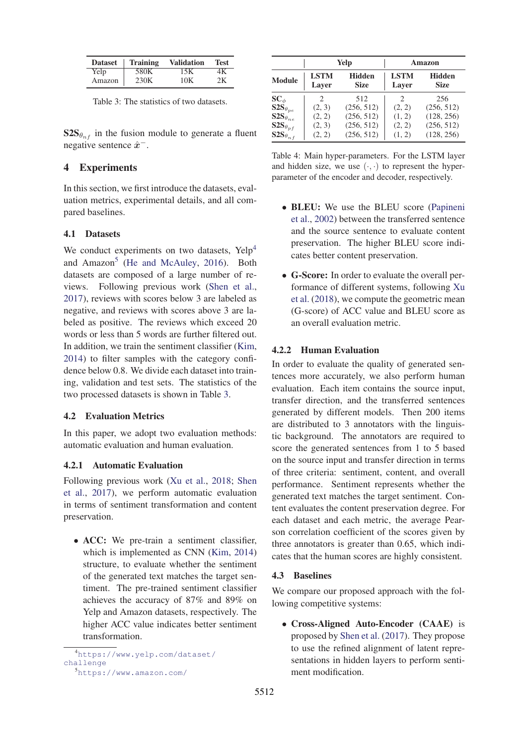| Dataset | Training | Validation | Test |
|---|---|---|---|
| Yelp | 580K | 15K | 4K |
| Amazon | 230K | 10K | 2K |

Table 3: The statistics of two datasets.

$\mathbf{S2S}_{\theta_{nf}}$ in the fusion module to generate a fluent negative sentence $\hat{\boldsymbol{x}}^{-}$.

# 4 Experiments

In this section, we first introduce the datasets, evaluation metrics, experimental details, and all compared baselines.

## 4.1 Datasets

We conduct experiments on two datasets, Yelp[4] and Amazon[5] (He and McAuley, 2016). Both datasets are composed of a large number of reviews. Following previous work (Shen et al., 2017), reviews with scores below 3 are labeled as negative, and reviews with scores above 3 are labeled as positive. The reviews which exceed 20 words or less than 5 words are further filtered out. In addition, we train the sentiment classifier (Kim, 2014) to filter samples with the category confidence below 0.8. We divide each dataset into training, validation and test sets. The statistics of the two processed datasets is shown in Table 3.

## 4.2 Evaluation Metrics

In this paper, we adopt two evaluation methods: automatic evaluation and human evaluation.

### 4.2.1 Automatic Evaluation

Following previous work (Xu et al., 2018; Shen et al., 2017), we perform automatic evaluation in terms of sentiment transformation and content preservation.

- **ACC:** We pre-train a sentiment classifier, which is implemented as CNN (Kim, 2014) structure, to evaluate whether the sentiment of the generated text matches the target sentiment. The pre-trained sentiment classifier achieves the accuracy of 87% and 89% on Yelp and Amazon datasets, respectively. The higher ACC value indicates better sentiment transformation.

[4] https://www.yelp.com/dataset/challenge

[5] https://www.amazon.com/

| Module | Yelp LSTM Layer | Yelp Hidden Size | Amazon LSTM Layer | Amazon Hidden Size |
|---|---|---|---|---|
| $\mathbf{SC}_{\phi}$ | 2 | 512 | 2 | 256 |
| $\mathbf{S2S}_{\theta_{pe}}$ | (2, 3) | (256, 512) | (2, 2) | (256, 512) |
| $\mathbf{S2S}_{\theta_{ne}}$ | (2, 2) | (256, 512) | (1, 2) | (128, 256) |
| $\mathbf{S2S}_{\theta_{pf}}$ | (2, 3) | (256, 512) | (2, 2) | (256, 512) |
| $\mathbf{S2S}_{\theta_{nf}}$ | (2, 2) | (256, 512) | (1, 2) | (128, 256) |

Table 4: Main hyper-parameters. For the LSTM layer and hidden size, we use $(\cdot, \cdot)$ to represent the hyper-parameter of the encoder and decoder, respectively.

- **BLEU:** We use the BLEU score (Papineni et al., 2002) between the transferred sentence and the source sentence to evaluate content preservation. The higher BLEU score indicates better content preservation.

- **G-Score:** In order to evaluate the overall performance of different systems, following Xu et al. (2018), we compute the geometric mean (G-score) of ACC value and BLEU score as an overall evaluation metric.

### 4.2.2 Human Evaluation

In order to evaluate the quality of generated sentences more accurately, we also perform human evaluation. Each item contains the source input, transfer direction, and the transferred sentences generated by different models. Then 200 items are distributed to 3 annotators with the linguistic background. The annotators are required to score the generated sentences from 1 to 5 based on the source input and transfer direction in terms of three criteria: sentiment, content, and overall performance. Sentiment represents whether the generated text matches the target sentiment. Content evaluates the content preservation degree. For each dataset and each metric, the average Pearson correlation coefficient of the scores given by three annotators is greater than 0.65, which indicates that the human scores are highly consistent.

## 4.3 Baselines

We compare our proposed approach with the following competitive systems:

- **Cross-Aligned Auto-Encoder (CAAE)** is proposed by Shen et al. (2017). They propose to use the refined alignment of latent representations in hidden layers to perform sentiment modification.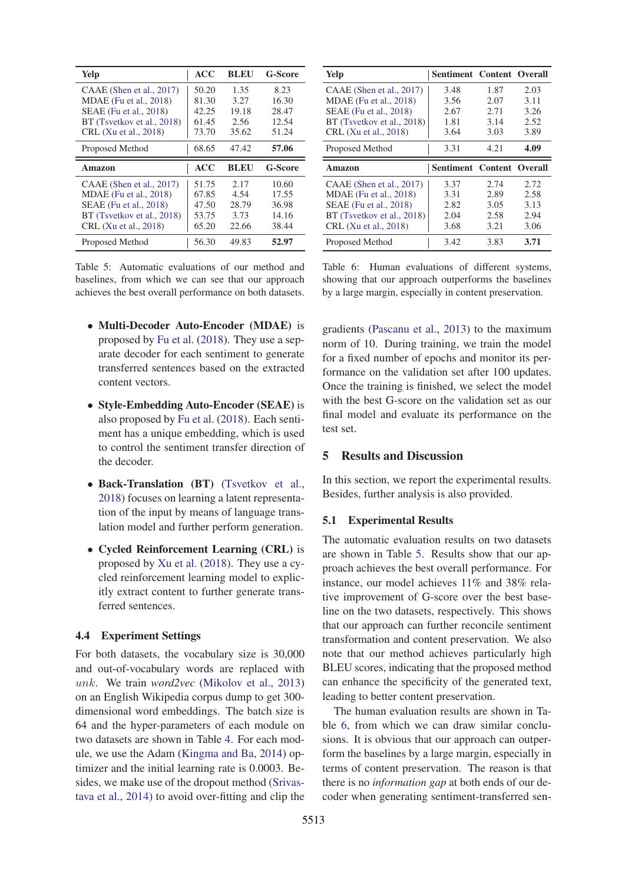| Yelp | ACC | BLEU | G-Score |
|---|---|---|---|
| CAAE (Shen et al., 2017) | 50.20 | 1.35 | 8.23 |
| MDAE (Fu et al., 2018) | 81.30 | 3.27 | 16.30 |
| SEAE (Fu et al., 2018) | 42.25 | 19.18 | 28.47 |
| BT (Tsvetkov et al., 2018) | 61.45 | 2.56 | 12.54 |
| CRL (Xu et al., 2018) | 73.70 | 35.62 | 51.24 |
| Proposed Method | 68.65 | 47.42 | **57.06** |
| **Amazon** | **ACC** | **BLEU** | **G-Score** |
| CAAE (Shen et al., 2017) | 51.75 | 2.17 | 10.60 |
| MDAE (Fu et al., 2018) | 67.85 | 4.54 | 17.55 |
| SEAE (Fu et al., 2018) | 47.50 | 28.79 | 36.98 |
| BT (Tsvetkov et al., 2018) | 53.75 | 3.73 | 14.16 |
| CRL (Xu et al., 2018) | 65.20 | 22.66 | 38.44 |
| Proposed Method | 56.30 | 49.83 | **52.97** |

Table 5: Automatic evaluations of our method and baselines, from which we can see that our approach achieves the best overall performance on both datasets.

| Yelp | Sentiment | Content | Overall |
|---|---|---|---|
| CAAE (Shen et al., 2017) | 3.48 | 1.87 | 2.03 |
| MDAE (Fu et al., 2018) | 3.56 | 2.07 | 3.11 |
| SEAE (Fu et al., 2018) | 2.67 | 2.71 | 3.26 |
| BT (Tsvetkov et al., 2018) | 1.81 | 3.14 | 2.52 |
| CRL (Xu et al., 2018) | 3.64 | 3.03 | 3.89 |
| Proposed Method | 3.31 | 4.21 | **4.09** |
| **Amazon** | **Sentiment** | **Content** | **Overall** |
| CAAE (Shen et al., 2017) | 3.37 | 2.74 | 2.72 |
| MDAE (Fu et al., 2018) | 3.31 | 2.89 | 2.58 |
| SEAE (Fu et al., 2018) | 2.82 | 3.05 | 3.13 |
| BT (Tsvetkov et al., 2018) | 2.04 | 2.58 | 2.94 |
| CRL (Xu et al., 2018) | 3.68 | 3.21 | 3.06 |
| Proposed Method | 3.42 | 3.83 | **3.71** |

Table 6: Human evaluations of different systems, showing that our approach outperforms the baselines by a large margin, especially in content preservation.

- **Multi-Decoder Auto-Encoder (MDAE)** is proposed by Fu et al. (2018). They use a separate decoder for each sentiment to generate transferred sentences based on the extracted content vectors.
- **Style-Embedding Auto-Encoder (SEAE)** is also proposed by Fu et al. (2018). Each sentiment has a unique embedding, which is used to control the sentiment transfer direction of the decoder.
- **Back-Translation (BT)** (Tsvetkov et al., 2018) focuses on learning a latent representation of the input by means of language translation model and further perform generation.
- **Cycled Reinforcement Learning (CRL)** is proposed by Xu et al. (2018). They use a cycled reinforcement learning model to explicitly extract content to further generate transferred sentences.

### 4.4 Experiment Settings

For both datasets, the vocabulary size is 30,000 and out-of-vocabulary words are replaced with $unk$. We train *word2vec* (Mikolov et al., 2013) on an English Wikipedia corpus dump to get 300-dimensional word embeddings. The batch size is 64 and the hyper-parameters of each module on two datasets are shown in Table 4. For each module, we use the Adam (Kingma and Ba, 2014) optimizer and the initial learning rate is 0.0003. Besides, we make use of the dropout method (Srivastava et al., 2014) to avoid over-fitting and clip the gradients (Pascanu et al., 2013) to the maximum norm of 10. During training, we train the model for a fixed number of epochs and monitor its performance on the validation set after 100 updates. Once the training is finished, we select the model with the best G-score on the validation set as our final model and evaluate its performance on the test set.

## 5 Results and Discussion

In this section, we report the experimental results. Besides, further analysis is also provided.

### 5.1 Experimental Results

The automatic evaluation results on two datasets are shown in Table 5. Results show that our approach achieves the best overall performance. For instance, our model achieves 11% and 38% relative improvement of G-score over the best baseline on the two datasets, respectively. This shows that our approach can further reconcile sentiment transformation and content preservation. We also note that our method achieves particularly high BLEU scores, indicating that the proposed method can enhance the specificity of the generated text, leading to better content preservation.

The human evaluation results are shown in Table 6, from which we can draw similar conclusions. It is obvious that our approach can outperform the baselines by a large margin, especially in terms of content preservation. The reason is that there is no *information gap* at both ends of our decoder when generating sentiment-transferred sen-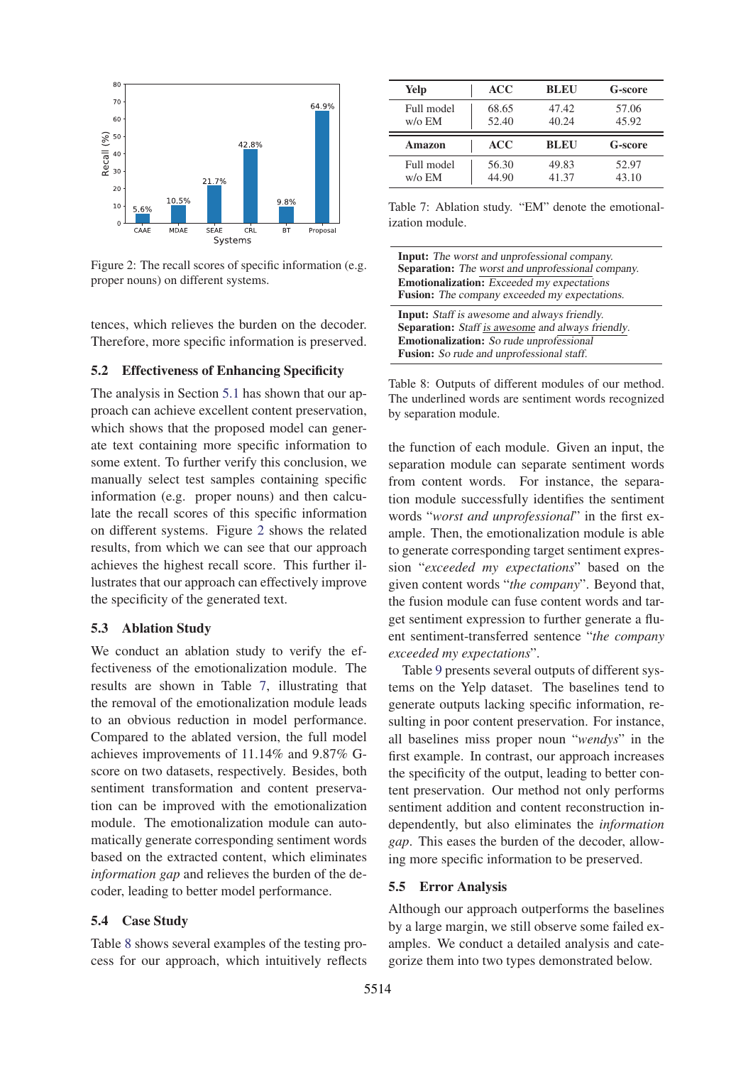Figure 2: The recall scores of specific information (e.g. proper nouns) on different systems.

tences, which relieves the burden on the decoder. Therefore, more specific information is preserved.

### 5.2 Effectiveness of Enhancing Specificity

The analysis in Section 5.1 has shown that our approach can achieve excellent content preservation, which shows that the proposed model can generate text containing more specific information to some extent. To further verify this conclusion, we manually select test samples containing specific information (e.g. proper nouns) and then calculate the recall scores of this specific information on different systems. Figure 2 shows the related results, from which we can see that our approach achieves the highest recall score. This further illustrates that our approach can effectively improve the specificity of the generated text.

### 5.3 Ablation Study

We conduct an ablation study to verify the effectiveness of the emotionalization module. The results are shown in Table 7, illustrating that the removal of the emotionalization module leads to an obvious reduction in model performance. Compared to the ablated version, the full model achieves improvements of 11.14% and 9.87% G-score on two datasets, respectively. Besides, both sentiment transformation and content preservation can be improved with the emotionalization module. The emotionalization module can automatically generate corresponding sentiment words based on the extracted content, which eliminates *information gap* and relieves the burden of the decoder, leading to better model performance.

| **Yelp** | **ACC** | **BLEU** | **G-score** |
|---|---|---|---|
| Full model | 68.65 | 47.42 | 57.06 |
| w/o EM | 52.40 | 40.24 | 45.92 |
| **Amazon** | **ACC** | **BLEU** | **G-score** |
| Full model | 56.30 | 49.83 | 52.97 |
| w/o EM | 44.90 | 41.37 | 43.10 |

Table 7: Ablation study. "EM" denote the emotionalization module.

| |
|---|
| **Input:** *The worst and unprofessional company.*<br>**Separation:** *The worst and unprofessional company.*<br>**Emotionalization:** *Exceeded my expectations*<br>**Fusion:** *The company exceeded my expectations.* |
| **Input:** *Staff is awesome and always friendly.*<br>**Separation:** *Staff is awesome and always friendly.*<br>**Emotionalization:** *So rude unprofessional*<br>**Fusion:** *So rude and unprofessional staff.* |

Table 8: Outputs of different modules of our method. The underlined words are sentiment words recognized by separation module.

### 5.4 Case Study

Table 8 shows several examples of the testing process for our approach, which intuitively reflects the function of each module. Given an input, the separation module can separate sentiment words from content words. For instance, the separation module successfully identifies the sentiment words "*worst and unprofessional*" in the first example. Then, the emotionalization module is able to generate corresponding target sentiment expression "*exceeded my expectations*" based on the given content words "*the company*". Beyond that, the fusion module can fuse content words and target sentiment expression to further generate a fluent sentiment-transferred sentence "*the company exceeded my expectations*".

Table 9 presents several outputs of different systems on the Yelp dataset. The baselines tend to generate outputs lacking specific information, resulting in poor content preservation. For instance, all baselines miss proper noun "*wendys*" in the first example. In contrast, our approach increases the specificity of the output, leading to better content preservation. Our method not only performs sentiment addition and content reconstruction independently, but also eliminates the *information gap*. This eases the burden of the decoder, allowing more specific information to be preserved.

### 5.5 Error Analysis

Although our approach outperforms the baselines by a large margin, we still observe some failed examples. We conduct a detailed analysis and categorize them into two types demonstrated below.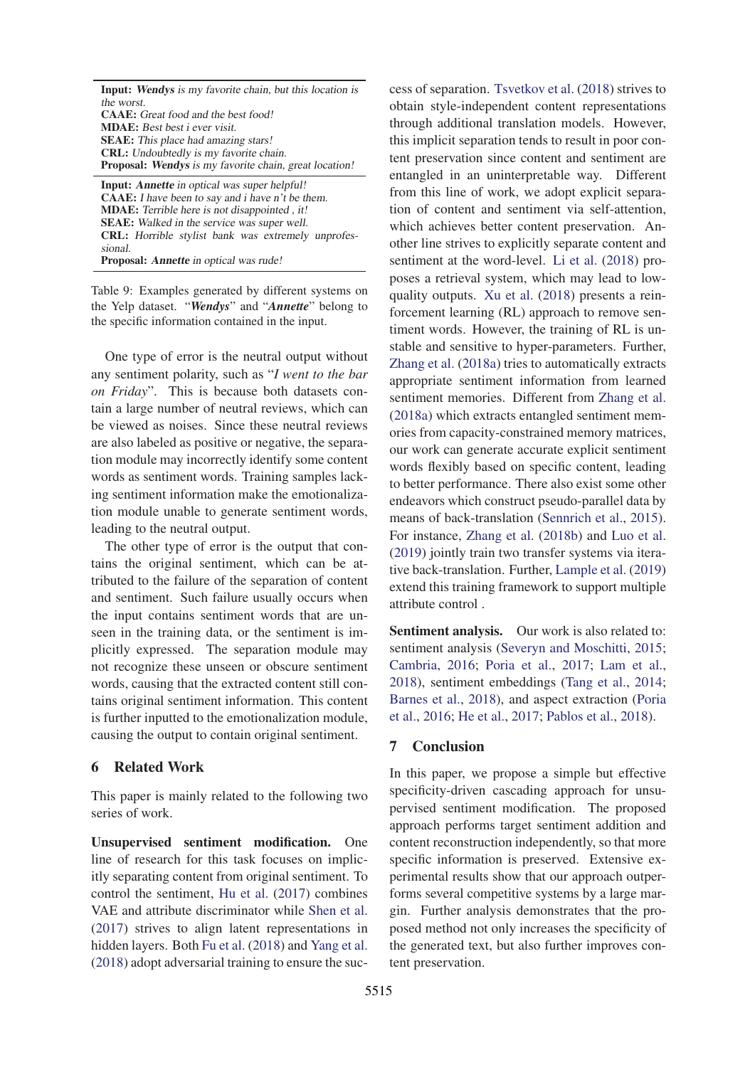| |
|---|
| **Input:** ***Wendys*** *is my favorite chain, but this location is the worst.* |
| **CAAE:** *Great food and the best food!* |
| **MDAE:** *Best best i ever visit.* |
| **SEAE:** *This place had amazing stars!* |
| **CRL:** *Undoubtedly is my favorite chain.* |
| **Proposal:** ***Wendys*** *is my favorite chain, great location!* |
| **Input:** ***Annette*** *in optical was super helpful!* |
| **CAAE:** *I have been to say and i have n't be them.* |
| **MDAE:** *Terrible here is not disappointed , it!* |
| **SEAE:** *Walked in the service was super well.* |
| **CRL:** *Horrible stylist bank was extremely unprofessional.* |
| **Proposal:** ***Annette*** *in optical was rude!* |

Table 9: Examples generated by different systems on the Yelp dataset. "***Wendys***" and "***Annette***" belong to the specific information contained in the input.

One type of error is the neutral output without any sentiment polarity, such as "*I went to the bar on Friday*". This is because both datasets contain a large number of neutral reviews, which can be viewed as noises. Since these neutral reviews are also labeled as positive or negative, the separation module may incorrectly identify some content words as sentiment words. Training samples lacking sentiment information make the emotionalization module unable to generate sentiment words, leading to the neutral output.

The other type of error is the output that contains the original sentiment, which can be attributed to the failure of the separation of content and sentiment. Such failure usually occurs when the input contains sentiment words that are unseen in the training data, or the sentiment is implicitly expressed. The separation module may not recognize these unseen or obscure sentiment words, causing that the extracted content still contains original sentiment information. This content is further inputted to the emotionalization module, causing the output to contain original sentiment.

## 6 Related Work

This paper is mainly related to the following two series of work.

**Unsupervised sentiment modification.** One line of research for this task focuses on implicitly separating content from original sentiment. To control the sentiment, Hu et al. (2017) combines VAE and attribute discriminator while Shen et al. (2017) strives to align latent representations in hidden layers. Both Fu et al. (2018) and Yang et al. (2018) adopt adversarial training to ensure the success of separation. Tsvetkov et al. (2018) strives to obtain style-independent content representations through additional translation models. However, this implicit separation tends to result in poor content preservation since content and sentiment are entangled in an uninterpretable way. Different from this line of work, we adopt explicit separation of content and sentiment via self-attention, which achieves better content preservation. Another line strives to explicitly separate content and sentiment at the word-level. Li et al. (2018) proposes a retrieval system, which may lead to low-quality outputs. Xu et al. (2018) presents a reinforcement learning (RL) approach to remove sentiment words. However, the training of RL is unstable and sensitive to hyper-parameters. Further, Zhang et al. (2018a) tries to automatically extracts appropriate sentiment information from learned sentiment memories. Different from Zhang et al. (2018a) which extracts entangled sentiment memories from capacity-constrained memory matrices, our work can generate accurate explicit sentiment words flexibly based on specific content, leading to better performance. There also exist some other endeavors which construct pseudo-parallel data by means of back-translation (Sennrich et al., 2015). For instance, Zhang et al. (2018b) and Luo et al. (2019) jointly train two transfer systems via iterative back-translation. Further, Lample et al. (2019) extend this training framework to support multiple attribute control .

**Sentiment analysis.** Our work is also related to: sentiment analysis (Severyn and Moschitti, 2015; Cambria, 2016; Poria et al., 2017; Lam et al., 2018), sentiment embeddings (Tang et al., 2014; Barnes et al., 2018), and aspect extraction (Poria et al., 2016; He et al., 2017; Pablos et al., 2018).

## 7 Conclusion

In this paper, we propose a simple but effective specificity-driven cascading approach for unsupervised sentiment modification. The proposed approach performs target sentiment addition and content reconstruction independently, so that more specific information is preserved. Extensive experimental results show that our approach outperforms several competitive systems by a large margin. Further analysis demonstrates that the proposed method not only increases the specificity of the generated text, but also further improves content preservation.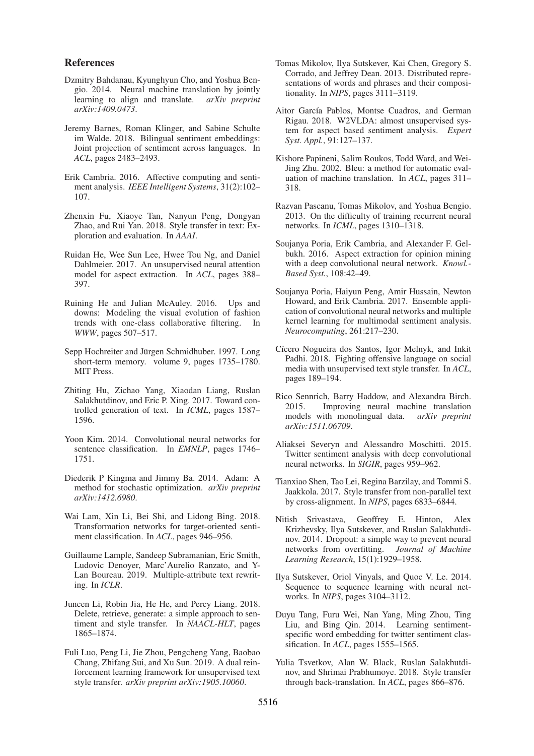## References

Dzmitry Bahdanau, Kyunghyun Cho, and Yoshua Bengio. 2014. Neural machine translation by jointly learning to align and translate. *arXiv preprint arXiv:1409.0473*.

Jeremy Barnes, Roman Klinger, and Sabine Schulte im Walde. 2018. Bilingual sentiment embeddings: Joint projection of sentiment across languages. In *ACL*, pages 2483–2493.

Erik Cambria. 2016. Affective computing and sentiment analysis. *IEEE Intelligent Systems*, 31(2):102–107.

Zhenxin Fu, Xiaoye Tan, Nanyun Peng, Dongyan Zhao, and Rui Yan. 2018. Style transfer in text: Exploration and evaluation. In *AAAI*.

Ruidan He, Wee Sun Lee, Hwee Tou Ng, and Daniel Dahlmeier. 2017. An unsupervised neural attention model for aspect extraction. In *ACL*, pages 388–397.

Ruining He and Julian McAuley. 2016. Ups and downs: Modeling the visual evolution of fashion trends with one-class collaborative filtering. In *WWW*, pages 507–517.

Sepp Hochreiter and Jürgen Schmidhuber. 1997. Long short-term memory. volume 9, pages 1735–1780. MIT Press.

Zhiting Hu, Zichao Yang, Xiaodan Liang, Ruslan Salakhutdinov, and Eric P. Xing. 2017. Toward controlled generation of text. In *ICML*, pages 1587–1596.

Yoon Kim. 2014. Convolutional neural networks for sentence classification. In *EMNLP*, pages 1746–1751.

Diederik P Kingma and Jimmy Ba. 2014. Adam: A method for stochastic optimization. *arXiv preprint arXiv:1412.6980*.

Wai Lam, Xin Li, Bei Shi, and Lidong Bing. 2018. Transformation networks for target-oriented sentiment classification. In *ACL*, pages 946–956.

Guillaume Lample, Sandeep Subramanian, Eric Smith, Ludovic Denoyer, Marc'Aurelio Ranzato, and Y-Lan Boureau. 2019. Multiple-attribute text rewriting. In *ICLR*.

Juncen Li, Robin Jia, He He, and Percy Liang. 2018. Delete, retrieve, generate: a simple approach to sentiment and style transfer. In *NAACL-HLT*, pages 1865–1874.

Fuli Luo, Peng Li, Jie Zhou, Pengcheng Yang, Baobao Chang, Zhifang Sui, and Xu Sun. 2019. A dual reinforcement learning framework for unsupervised text style transfer. *arXiv preprint arXiv:1905.10060*.

Tomas Mikolov, Ilya Sutskever, Kai Chen, Gregory S. Corrado, and Jeffrey Dean. 2013. Distributed representations of words and phrases and their compositionality. In *NIPS*, pages 3111–3119.

Aitor García Pablos, Montse Cuadros, and German Rigau. 2018. W2VLDA: almost unsupervised system for aspect based sentiment analysis. *Expert Syst. Appl.*, 91:127–137.

Kishore Papineni, Salim Roukos, Todd Ward, and Wei-Jing Zhu. 2002. Bleu: a method for automatic evaluation of machine translation. In *ACL*, pages 311–318.

Razvan Pascanu, Tomas Mikolov, and Yoshua Bengio. 2013. On the difficulty of training recurrent neural networks. In *ICML*, pages 1310–1318.

Soujanya Poria, Erik Cambria, and Alexander F. Gelbukh. 2016. Aspect extraction for opinion mining with a deep convolutional neural network. *Knowl.-Based Syst.*, 108:42–49.

Soujanya Poria, Haiyun Peng, Amir Hussain, Newton Howard, and Erik Cambria. 2017. Ensemble application of convolutional neural networks and multiple kernel learning for multimodal sentiment analysis. *Neurocomputing*, 261:217–230.

Cícero Nogueira dos Santos, Igor Melnyk, and Inkit Padhi. 2018. Fighting offensive language on social media with unsupervised text style transfer. In *ACL*, pages 189–194.

Rico Sennrich, Barry Haddow, and Alexandra Birch. 2015. Improving neural machine translation models with monolingual data. *arXiv preprint arXiv:1511.06709*.

Aliaksei Severyn and Alessandro Moschitti. 2015. Twitter sentiment analysis with deep convolutional neural networks. In *SIGIR*, pages 959–962.

Tianxiao Shen, Tao Lei, Regina Barzilay, and Tommi S. Jaakkola. 2017. Style transfer from non-parallel text by cross-alignment. In *NIPS*, pages 6833–6844.

Nitish Srivastava, Geoffrey E. Hinton, Alex Krizhevsky, Ilya Sutskever, and Ruslan Salakhutdinov. 2014. Dropout: a simple way to prevent neural networks from overfitting. *Journal of Machine Learning Research*, 15(1):1929–1958.

Ilya Sutskever, Oriol Vinyals, and Quoc V. Le. 2014. Sequence to sequence learning with neural networks. In *NIPS*, pages 3104–3112.

Duyu Tang, Furu Wei, Nan Yang, Ming Zhou, Ting Liu, and Bing Qin. 2014. Learning sentiment-specific word embedding for twitter sentiment classification. In *ACL*, pages 1555–1565.

Yulia Tsvetkov, Alan W. Black, Ruslan Salakhutdinov, and Shrimai Prabhumoye. 2018. Style transfer through back-translation. In *ACL*, pages 866–876.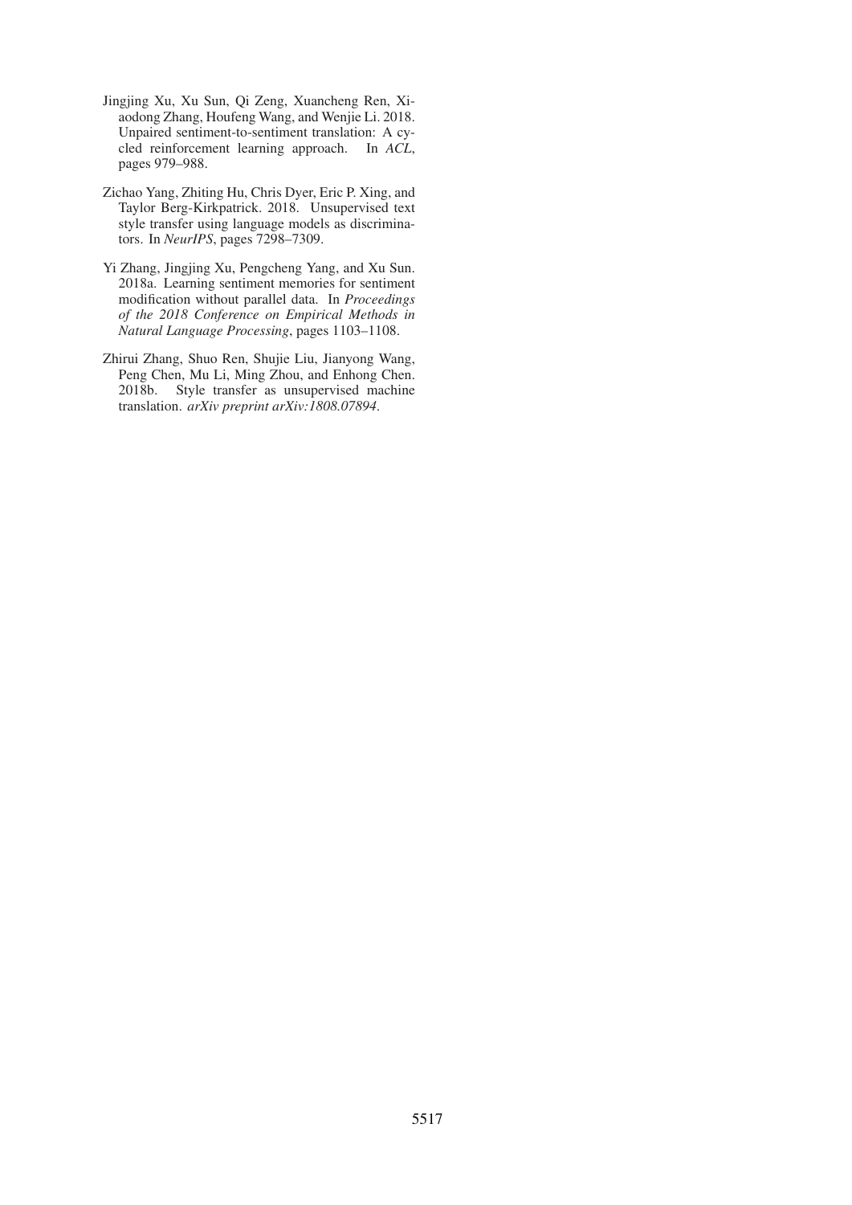Jingjing Xu, Xu Sun, Qi Zeng, Xuancheng Ren, Xiaodong Zhang, Houfeng Wang, and Wenjie Li. 2018. Unpaired sentiment-to-sentiment translation: A cycled reinforcement learning approach. In *ACL*, pages 979–988.

Zichao Yang, Zhiting Hu, Chris Dyer, Eric P. Xing, and Taylor Berg-Kirkpatrick. 2018. Unsupervised text style transfer using language models as discriminators. In *NeurIPS*, pages 7298–7309.

Yi Zhang, Jingjing Xu, Pengcheng Yang, and Xu Sun. 2018a. Learning sentiment memories for sentiment modification without parallel data. In *Proceedings of the 2018 Conference on Empirical Methods in Natural Language Processing*, pages 1103–1108.

Zhirui Zhang, Shuo Ren, Shujie Liu, Jianyong Wang, Peng Chen, Mu Li, Ming Zhou, and Enhong Chen. 2018b. Style transfer as unsupervised machine translation. *arXiv preprint arXiv:1808.07894*.